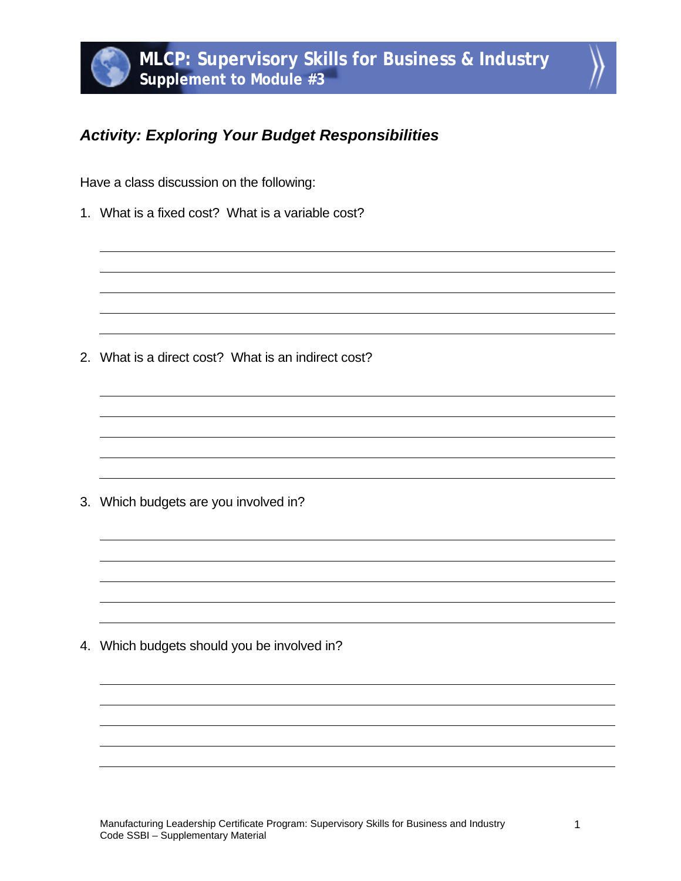# MLCP: Supervisory Skills for Business & Industry
## Supplement to Module #3

### *Activity: Exploring Your Budget Responsibilities*

Have a class discussion on the following:

1. What is a fixed cost? What is a variable cost?

2. What is a direct cost? What is an indirect cost?

3. Which budgets are you involved in?

4. Which budgets should you be involved in?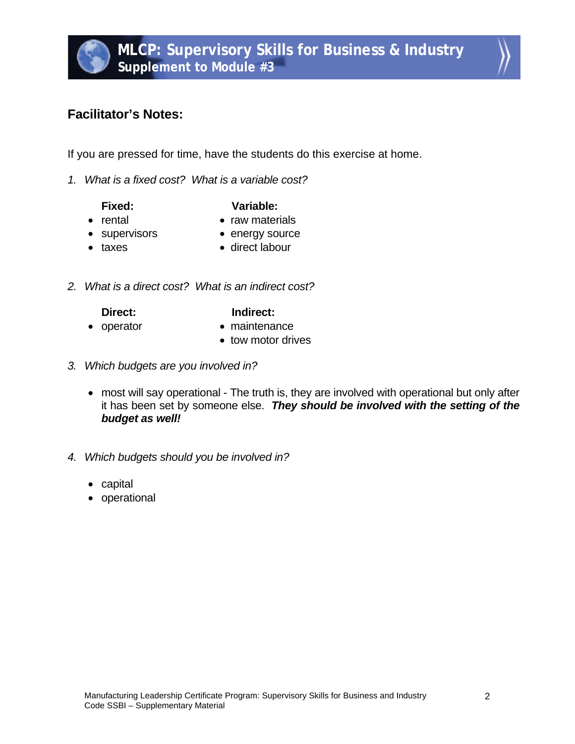# MLCP: Supervisory Skills for Business & Industry
## Supplement to Module #3

### Facilitator's Notes:

If you are pressed for time, have the students do this exercise at home.

1. *What is a fixed cost? What is a variable cost?*

| Fixed: | Variable: |
|---|---|
| • rental | • raw materials |
| • supervisors | • energy source |
| • taxes | • direct labour |

2. *What is a direct cost? What is an indirect cost?*

| Direct: | Indirect: |
|---|---|
| • operator | • maintenance |
| | • tow motor drives |

3. *Which budgets are you involved in?*

   - most will say operational - The truth is, they are involved with operational but only after it has been set by someone else. ***They should be involved with the setting of the budget as well!***

4. *Which budgets should you be involved in?*

   - capital
   - operational